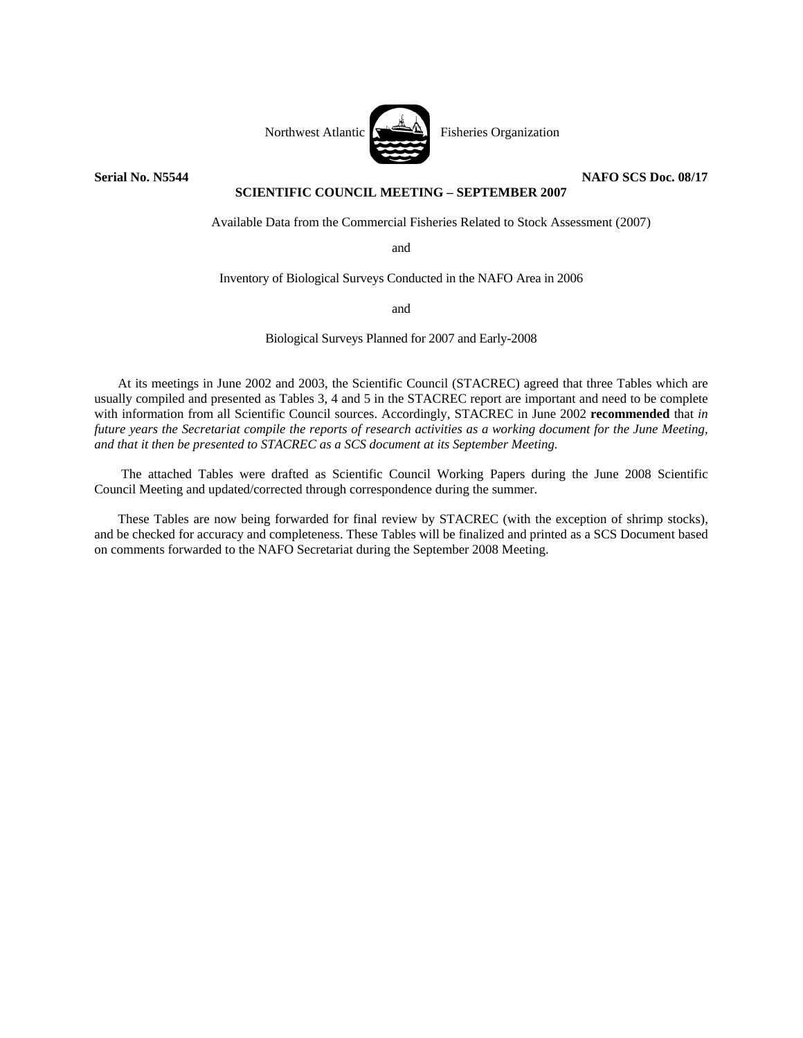Northwest Atlantic Fisheries Organization

**Serial No. N5544** **NAFO SCS Doc. 08/17**

**SCIENTIFIC COUNCIL MEETING – SEPTEMBER 2007**

Available Data from the Commercial Fisheries Related to Stock Assessment (2007)

and

Inventory of Biological Surveys Conducted in the NAFO Area in 2006

and

Biological Surveys Planned for 2007 and Early-2008

At its meetings in June 2002 and 2003, the Scientific Council (STACREC) agreed that three Tables which are usually compiled and presented as Tables 3, 4 and 5 in the STACREC report are important and need to be complete with information from all Scientific Council sources. Accordingly, STACREC in June 2002 **recommended** that *in future years the Secretariat compile the reports of research activities as a working document for the June Meeting, and that it then be presented to STACREC as a SCS document at its September Meeting.*

The attached Tables were drafted as Scientific Council Working Papers during the June 2008 Scientific Council Meeting and updated/corrected through correspondence during the summer.

These Tables are now being forwarded for final review by STACREC (with the exception of shrimp stocks), and be checked for accuracy and completeness. These Tables will be finalized and printed as a SCS Document based on comments forwarded to the NAFO Secretariat during the September 2008 Meeting.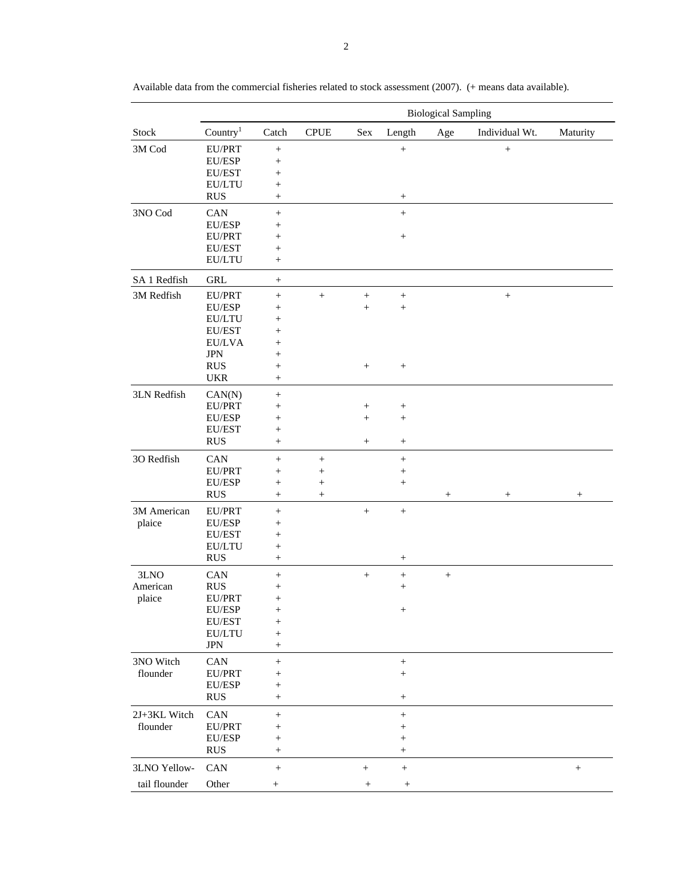Available data from the commercial fisheries related to stock assessment (2007). (+ means data available).

| | | | | Biological Sampling | | | | |
|---|---|---|---|---|---|---|---|---|
| Stock | Country[1] | Catch | CPUE | Sex | Length | Age | Individual Wt. | Maturity |
| 3M Cod | EU/PRT | + | | | + | | + | |
| | EU/ESP | + | | | | | | |
| | EU/EST | + | | | | | | |
| | EU/LTU | + | | | | | | |
| | RUS | + | | | + | | | |
| 3NO Cod | CAN | + | | | + | | | |
| | EU/ESP | + | | | | | | |
| | EU/PRT | + | | | + | | | |
| | EU/EST | + | | | | | | |
| | EU/LTU | + | | | | | | |
| SA 1 Redfish | GRL | + | | | | | | |
| 3M Redfish | EU/PRT | + | + | + | + | | + | |
| | EU/ESP | + | | + | + | | | |
| | EU/LTU | + | | | | | | |
| | EU/EST | + | | | | | | |
| | EU/LVA | + | | | | | | |
| | JPN | + | | | | | | |
| | RUS | + | | + | + | | | |
| | UKR | + | | | | | | |
| 3LN Redfish | CAN(N) | + | | | | | | |
| | EU/PRT | + | | + | + | | | |
| | EU/ESP | + | | + | + | | | |
| | EU/EST | + | | | | | | |
| | RUS | + | | + | + | | | |
| 3O Redfish | CAN | + | + | | + | | | |
| | EU/PRT | + | + | | + | | | |
| | EU/ESP | + | + | | + | | | |
| | RUS | + | + | | | + | + | + |
| 3M American plaice | EU/PRT | + | | + | + | | | |
| | EU/ESP | + | | | | | | |
| | EU/EST | + | | | | | | |
| | EU/LTU | + | | | | | | |
| | RUS | + | | | + | | | |
| 3LNO American plaice | CAN | + | | + | + | + | | |
| | RUS | + | | | + | | | |
| | EU/PRT | + | | | | | | |
| | EU/ESP | + | | | + | | | |
| | EU/EST | + | | | | | | |
| | EU/LTU | + | | | | | | |
| | JPN | + | | | | | | |
| 3NO Witch flounder | CAN | + | | | + | | | |
| | EU/PRT | + | | | + | | | |
| | EU/ESP | + | | | | | | |
| | RUS | + | | | + | | | |
| 2J+3KL Witch flounder | CAN | + | | | + | | | |
| | EU/PRT | + | | | + | | | |
| | EU/ESP | + | | | + | | | |
| | RUS | + | | | + | | | |
| 3LNO Yellow-tail flounder | CAN | + | | + | + | | | + |
| | Other | + | | + | + | | | |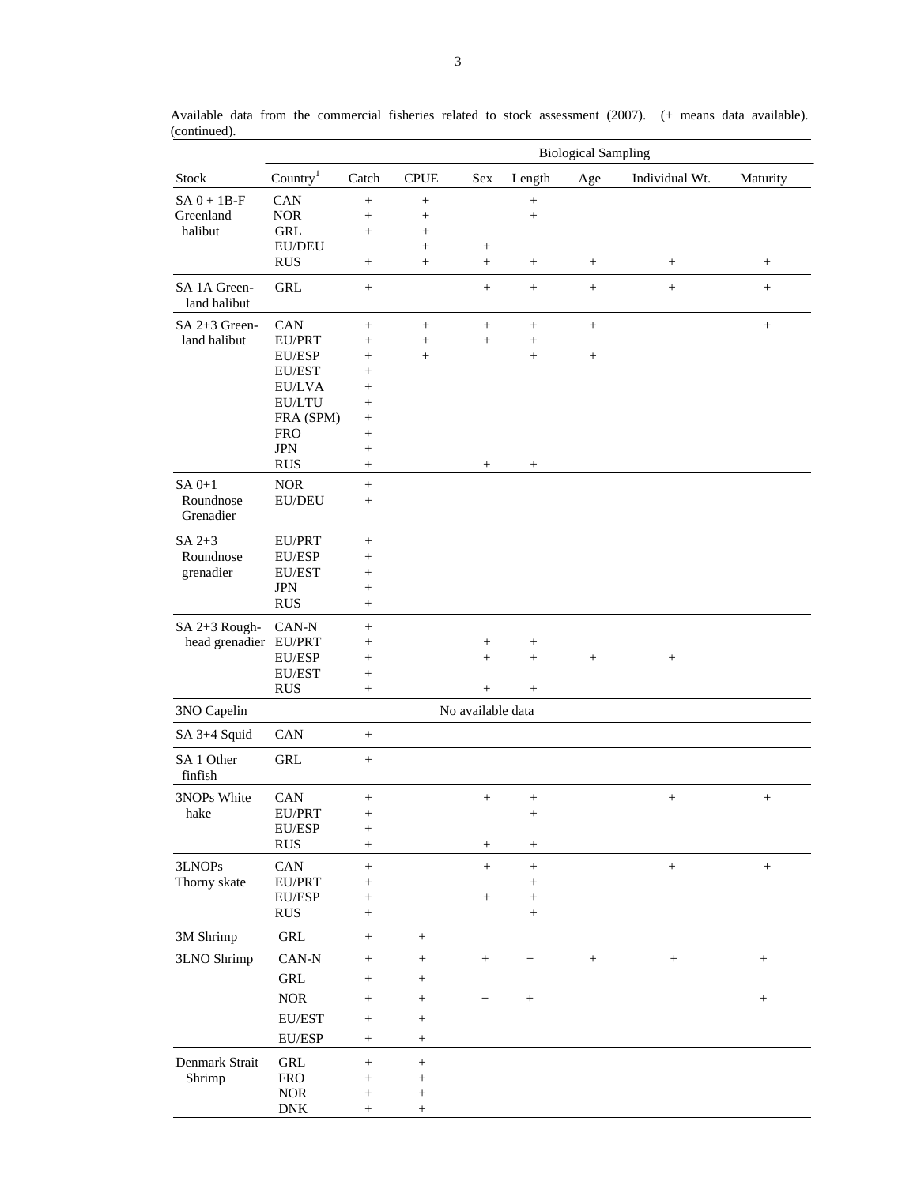Available data from the commercial fisheries related to stock assessment (2007). (+ means data available). (continued).

| Stock | Country[1] | Catch | CPUE | Biological Sampling | | | | |
|---|---|---|---|---|---|---|---|---|
| | | | | Sex | Length | Age | Individual Wt. | Maturity |
| SA 0 + 1B-F Greenland halibut | CAN | + | + | | + | | | |
| | NOR | + | + | | + | | | |
| | GRL | + | + | | | | | |
| | EU/DEU | | + | + | | | | |
| | RUS | + | + | + | + | + | + | + |
| SA 1A Greenland halibut | GRL | + | | + | + | + | + | + |
| SA 2+3 Greenland halibut | CAN | + | + | + | + | + | | + |
| | EU/PRT | + | + | + | + | | | |
| | EU/ESP | + | + | | + | + | | |
| | EU/EST | + | | | | | | |
| | EU/LVA | + | | | | | | |
| | EU/LTU | + | | | | | | |
| | FRA (SPM) | + | | | | | | |
| | FRO | + | | | | | | |
| | JPN | + | | | | | | |
| | RUS | + | | + | + | | | |
| SA 0+1 Roundnose Grenadier | NOR | + | | | | | | |
| | EU/DEU | + | | | | | | |
| SA 2+3 Roundnose grenadier | EU/PRT | + | | | | | | |
| | EU/ESP | + | | | | | | |
| | EU/EST | + | | | | | | |
| | JPN | + | | | | | | |
| | RUS | + | | | | | | |
| SA 2+3 Roughhead grenadier | CAN-N | + | | | | | | |
| | EU/PRT | + | | + | + | | | |
| | EU/ESP | + | | + | + | + | + | |
| | EU/EST | + | | | | | | |
| | RUS | + | | + | + | | | |
| 3NO Capelin | | | | No available data | | | | |
| SA 3+4 Squid | CAN | + | | | | | | |
| SA 1 Other finfish | GRL | + | | | | | | |
| 3NOPs White hake | CAN | + | | + | + | | + | + |
| | EU/PRT | + | | | + | | | |
| | EU/ESP | + | | | | | | |
| | RUS | + | | + | + | | | |
| 3LNOPs Thorny skate | CAN | + | | + | + | | + | + |
| | EU/PRT | + | | | + | | | |
| | EU/ESP | + | | + | + | | | |
| | RUS | + | | | + | | | |
| 3M Shrimp | GRL | + | + | | | | | |
| 3LNO Shrimp | CAN-N | + | + | + | + | + | + | + |
| | GRL | + | + | | | | | |
| | NOR | + | + | + | + | | | + |
| | EU/EST | + | + | | | | | |
| | EU/ESP | + | + | | | | | |
| Denmark Strait Shrimp | GRL | + | + | | | | | |
| | FRO | + | + | | | | | |
| | NOR | + | + | | | | | |
| | DNK | + | + | | | | | |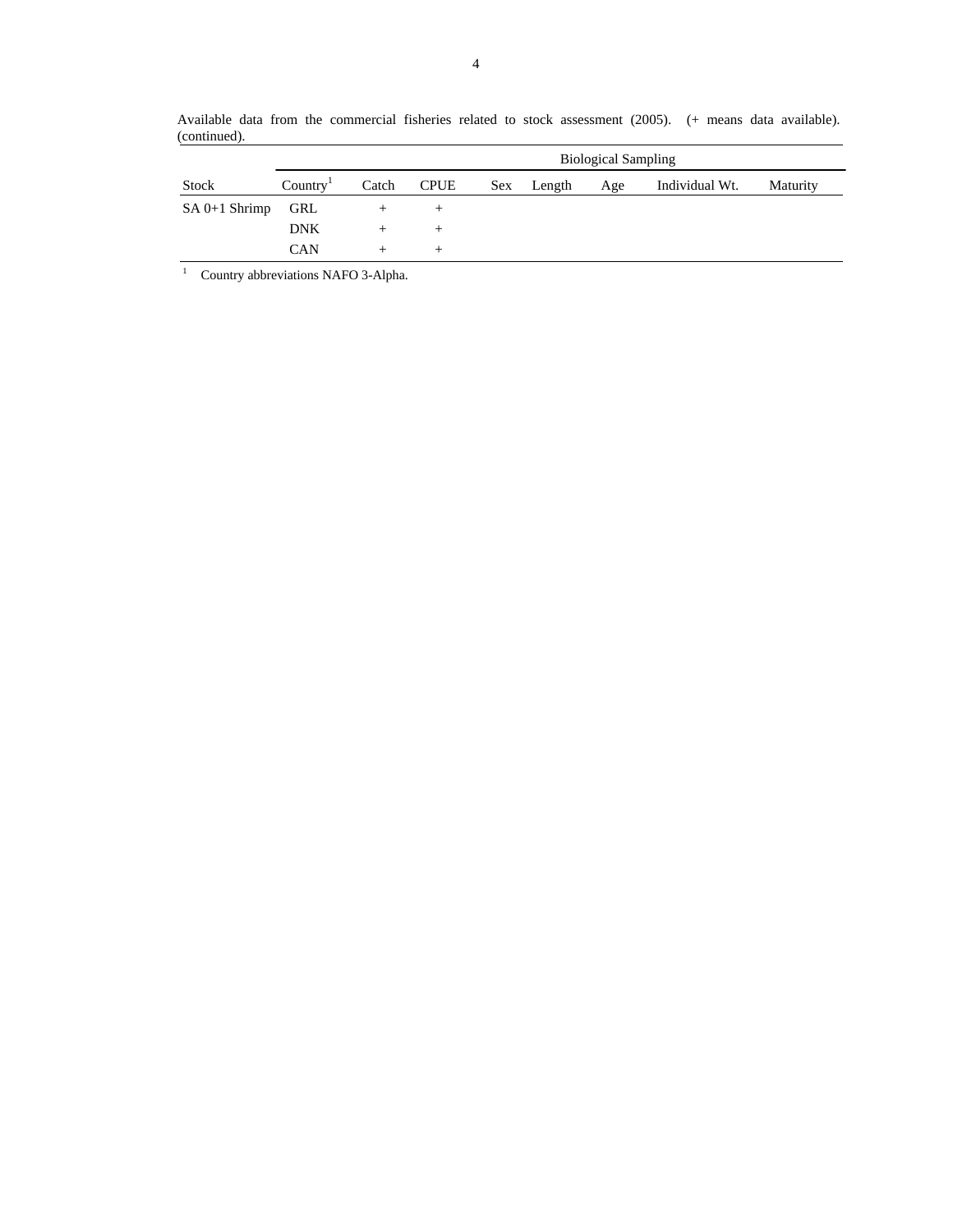Available data from the commercial fisheries related to stock assessment (2005). (+ means data available). (continued).

| | | | | Biological Sampling | | | | |
|---|---|---|---|---|---|---|---|---|
| Stock | Country[1] | Catch | CPUE | Sex | Length | Age | Individual Wt. | Maturity |
| SA 0+1 Shrimp | GRL | + | + | | | | | |
| | DNK | + | + | | | | | |
| | CAN | + | + | | | | | |

[1] Country abbreviations NAFO 3-Alpha.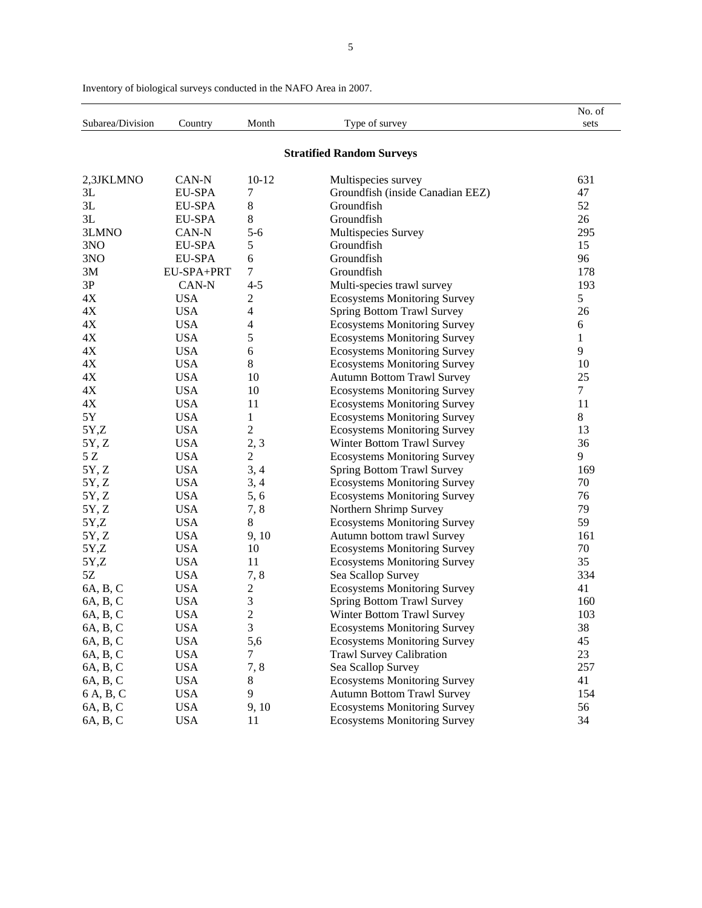Inventory of biological surveys conducted in the NAFO Area in 2007.

| Subarea/Division | Country | Month | Type of survey | No. of sets |
|---|---|---|---|---|
| | | | **Stratified Random Surveys** | |
| 2,3JKLMNO | CAN-N | 10-12 | Multispecies survey | 631 |
| 3L | EU-SPA | 7 | Groundfish (inside Canadian EEZ) | 47 |
| 3L | EU-SPA | 8 | Groundfish | 52 |
| 3L | EU-SPA | 8 | Groundfish | 26 |
| 3LMNO | CAN-N | 5-6 | Multispecies Survey | 295 |
| 3NO | EU-SPA | 5 | Groundfish | 15 |
| 3NO | EU-SPA | 6 | Groundfish | 96 |
| 3M | EU-SPA+PRT | 7 | Groundfish | 178 |
| 3P | CAN-N | 4-5 | Multi-species trawl survey | 193 |
| 4X | USA | 2 | Ecosystems Monitoring Survey | 5 |
| 4X | USA | 4 | Spring Bottom Trawl Survey | 26 |
| 4X | USA | 4 | Ecosystems Monitoring Survey | 6 |
| 4X | USA | 5 | Ecosystems Monitoring Survey | 1 |
| 4X | USA | 6 | Ecosystems Monitoring Survey | 9 |
| 4X | USA | 8 | Ecosystems Monitoring Survey | 10 |
| 4X | USA | 10 | Autumn Bottom Trawl Survey | 25 |
| 4X | USA | 10 | Ecosystems Monitoring Survey | 7 |
| 4X | USA | 11 | Ecosystems Monitoring Survey | 11 |
| 5Y | USA | 1 | Ecosystems Monitoring Survey | 8 |
| 5Y,Z | USA | 2 | Ecosystems Monitoring Survey | 13 |
| 5Y, Z | USA | 2, 3 | Winter Bottom Trawl Survey | 36 |
| 5 Z | USA | 2 | Ecosystems Monitoring Survey | 9 |
| 5Y, Z | USA | 3, 4 | Spring Bottom Trawl Survey | 169 |
| 5Y, Z | USA | 3, 4 | Ecosystems Monitoring Survey | 70 |
| 5Y, Z | USA | 5, 6 | Ecosystems Monitoring Survey | 76 |
| 5Y, Z | USA | 7, 8 | Northern Shrimp Survey | 79 |
| 5Y,Z | USA | 8 | Ecosystems Monitoring Survey | 59 |
| 5Y, Z | USA | 9, 10 | Autumn bottom trawl Survey | 161 |
| 5Y,Z | USA | 10 | Ecosystems Monitoring Survey | 70 |
| 5Y,Z | USA | 11 | Ecosystems Monitoring Survey | 35 |
| 5Z | USA | 7, 8 | Sea Scallop Survey | 334 |
| 6A, B, C | USA | 2 | Ecosystems Monitoring Survey | 41 |
| 6A, B, C | USA | 3 | Spring Bottom Trawl Survey | 160 |
| 6A, B, C | USA | 2 | Winter Bottom Trawl Survey | 103 |
| 6A, B, C | USA | 3 | Ecosystems Monitoring Survey | 38 |
| 6A, B, C | USA | 5,6 | Ecosystems Monitoring Survey | 45 |
| 6A, B, C | USA | 7 | Trawl Survey Calibration | 23 |
| 6A, B, C | USA | 7, 8 | Sea Scallop Survey | 257 |
| 6A, B, C | USA | 8 | Ecosystems Monitoring Survey | 41 |
| 6 A, B, C | USA | 9 | Autumn Bottom Trawl Survey | 154 |
| 6A, B, C | USA | 9, 10 | Ecosystems Monitoring Survey | 56 |
| 6A, B, C | USA | 11 | Ecosystems Monitoring Survey | 34 |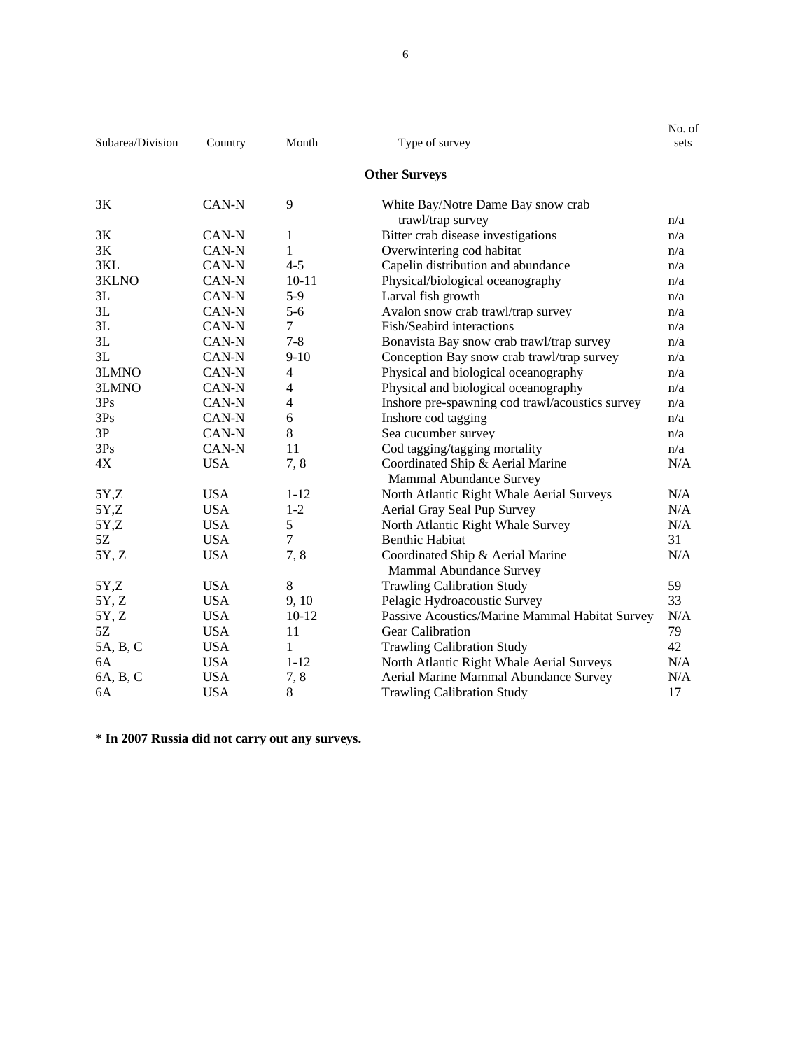| Subarea/Division | Country | Month | Type of survey | No. of sets |
|---|---|---|---|---|
| | | | **Other Surveys** | |
| 3K | CAN-N | 9 | White Bay/Notre Dame Bay snow crab trawl/trap survey | n/a |
| 3K | CAN-N | 1 | Bitter crab disease investigations | n/a |
| 3K | CAN-N | 1 | Overwintering cod habitat | n/a |
| 3KL | CAN-N | 4-5 | Capelin distribution and abundance | n/a |
| 3KLNO | CAN-N | 10-11 | Physical/biological oceanography | n/a |
| 3L | CAN-N | 5-9 | Larval fish growth | n/a |
| 3L | CAN-N | 5-6 | Avalon snow crab trawl/trap survey | n/a |
| 3L | CAN-N | 7 | Fish/Seabird interactions | n/a |
| 3L | CAN-N | 7-8 | Bonavista Bay snow crab trawl/trap survey | n/a |
| 3L | CAN-N | 9-10 | Conception Bay snow crab trawl/trap survey | n/a |
| 3LMNO | CAN-N | 4 | Physical and biological oceanography | n/a |
| 3LMNO | CAN-N | 4 | Physical and biological oceanography | n/a |
| 3Ps | CAN-N | 4 | Inshore pre-spawning cod trawl/acoustics survey | n/a |
| 3Ps | CAN-N | 6 | Inshore cod tagging | n/a |
| 3P | CAN-N | 8 | Sea cucumber survey | n/a |
| 3Ps | CAN-N | 11 | Cod tagging/tagging mortality | n/a |
| 4X | USA | 7, 8 | Coordinated Ship & Aerial Marine Mammal Abundance Survey | N/A |
| 5Y,Z | USA | 1-12 | North Atlantic Right Whale Aerial Surveys | N/A |
| 5Y,Z | USA | 1-2 | Aerial Gray Seal Pup Survey | N/A |
| 5Y,Z | USA | 5 | North Atlantic Right Whale Survey | N/A |
| 5Z | USA | 7 | Benthic Habitat | 31 |
| 5Y, Z | USA | 7, 8 | Coordinated Ship & Aerial Marine Mammal Abundance Survey | N/A |
| 5Y,Z | USA | 8 | Trawling Calibration Study | 59 |
| 5Y, Z | USA | 9, 10 | Pelagic Hydroacoustic Survey | 33 |
| 5Y, Z | USA | 10-12 | Passive Acoustics/Marine Mammal Habitat Survey | N/A |
| 5Z | USA | 11 | Gear Calibration | 79 |
| 5A, B, C | USA | 1 | Trawling Calibration Study | 42 |
| 6A | USA | 1-12 | North Atlantic Right Whale Aerial Surveys | N/A |
| 6A, B, C | USA | 7, 8 | Aerial Marine Mammal Abundance Survey | N/A |
| 6A | USA | 8 | Trawling Calibration Study | 17 |

**\* In 2007 Russia did not carry out any surveys.**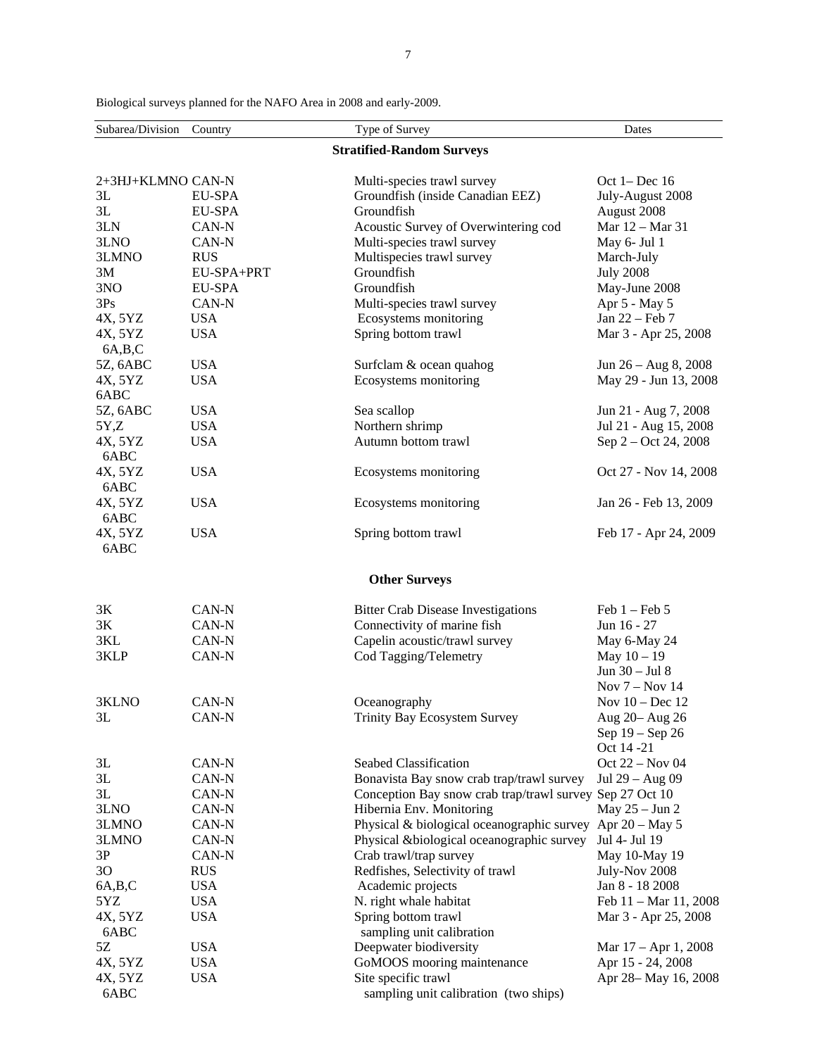Biological surveys planned for the NAFO Area in 2008 and early-2009.

| Subarea/Division | Country | Type of Survey | Dates |
|---|---|---|---|
| **Stratified-Random Surveys** | | | |
| 2+3HJ+KLMNO | CAN-N | Multi-species trawl survey | Oct 1– Dec 16 |
| 3L | EU-SPA | Groundfish (inside Canadian EEZ) | July-August 2008 |
| 3L | EU-SPA | Groundfish | August 2008 |
| 3LN | CAN-N | Acoustic Survey of Overwintering cod | Mar 12 – Mar 31 |
| 3LNO | CAN-N | Multi-species trawl survey | May 6- Jul 1 |
| 3LMNO | RUS | Multispecies trawl survey | March-July |
| 3M | EU-SPA+PRT | Groundfish | July 2008 |
| 3NO | EU-SPA | Groundfish | May-June 2008 |
| 3Ps | CAN-N | Multi-species trawl survey | Apr 5 - May 5 |
| 4X, 5YZ | USA | Ecosystems monitoring | Jan 22 – Feb 7 |
| 4X, 5YZ 6A,B,C | USA | Spring bottom trawl | Mar 3 - Apr 25, 2008 |
| 5Z, 6ABC | USA | Surfclam & ocean quahog | Jun 26 – Aug 8, 2008 |
| 4X, 5YZ 6ABC | USA | Ecosystems monitoring | May 29 - Jun 13, 2008 |
| 5Z, 6ABC | USA | Sea scallop | Jun 21 - Aug 7, 2008 |
| 5Y,Z | USA | Northern shrimp | Jul 21 - Aug 15, 2008 |
| 4X, 5YZ 6ABC | USA | Autumn bottom trawl | Sep 2 – Oct 24, 2008 |
| 4X, 5YZ 6ABC | USA | Ecosystems monitoring | Oct 27 - Nov 14, 2008 |
| 4X, 5YZ 6ABC | USA | Ecosystems monitoring | Jan 26 - Feb 13, 2009 |
| 4X, 5YZ 6ABC | USA | Spring bottom trawl | Feb 17 - Apr 24, 2009 |
| **Other Surveys** | | | |
| 3K | CAN-N | Bitter Crab Disease Investigations | Feb 1 – Feb 5 |
| 3K | CAN-N | Connectivity of marine fish | Jun 16 - 27 |
| 3KL | CAN-N | Capelin acoustic/trawl survey | May 6-May 24 |
| 3KLP | CAN-N | Cod Tagging/Telemetry | May 10 – 19<br>Jun 30 – Jul 8<br>Nov 7 – Nov 14 |
| 3KLNO | CAN-N | Oceanography | Nov 10 – Dec 12 |
| 3L | CAN-N | Trinity Bay Ecosystem Survey | Aug 20– Aug 26<br>Sep 19 – Sep 26<br>Oct 14 -21 |
| 3L | CAN-N | Seabed Classification | Oct 22 – Nov 04 |
| 3L | CAN-N | Bonavista Bay snow crab trap/trawl survey | Jul 29 – Aug 09 |
| 3L | CAN-N | Conception Bay snow crab trap/trawl survey | Sep 27 Oct 10 |
| 3LNO | CAN-N | Hibernia Env. Monitoring | May 25 – Jun 2 |
| 3LMNO | CAN-N | Physical & biological oceanographic survey | Apr 20 – May 5 |
| 3LMNO | CAN-N | Physical &biological oceanographic survey | Jul 4- Jul 19 |
| 3P | CAN-N | Crab trawl/trap survey | May 10-May 19 |
| 3O | RUS | Redfishes, Selectivity of trawl | July-Nov 2008 |
| 6A,B,C | USA | Academic projects | Jan 8 - 18 2008 |
| 5YZ | USA | N. right whale habitat | Feb 11 – Mar 11, 2008 |
| 4X, 5YZ 6ABC | USA | Spring bottom trawl sampling unit calibration | Mar 3 - Apr 25, 2008 |
| 5Z | USA | Deepwater biodiversity | Mar 17 – Apr 1, 2008 |
| 4X, 5YZ | USA | GoMOOS mooring maintenance | Apr 15 - 24, 2008 |
| 4X, 5YZ 6ABC | USA | Site specific trawl sampling unit calibration (two ships) | Apr 28– May 16, 2008 |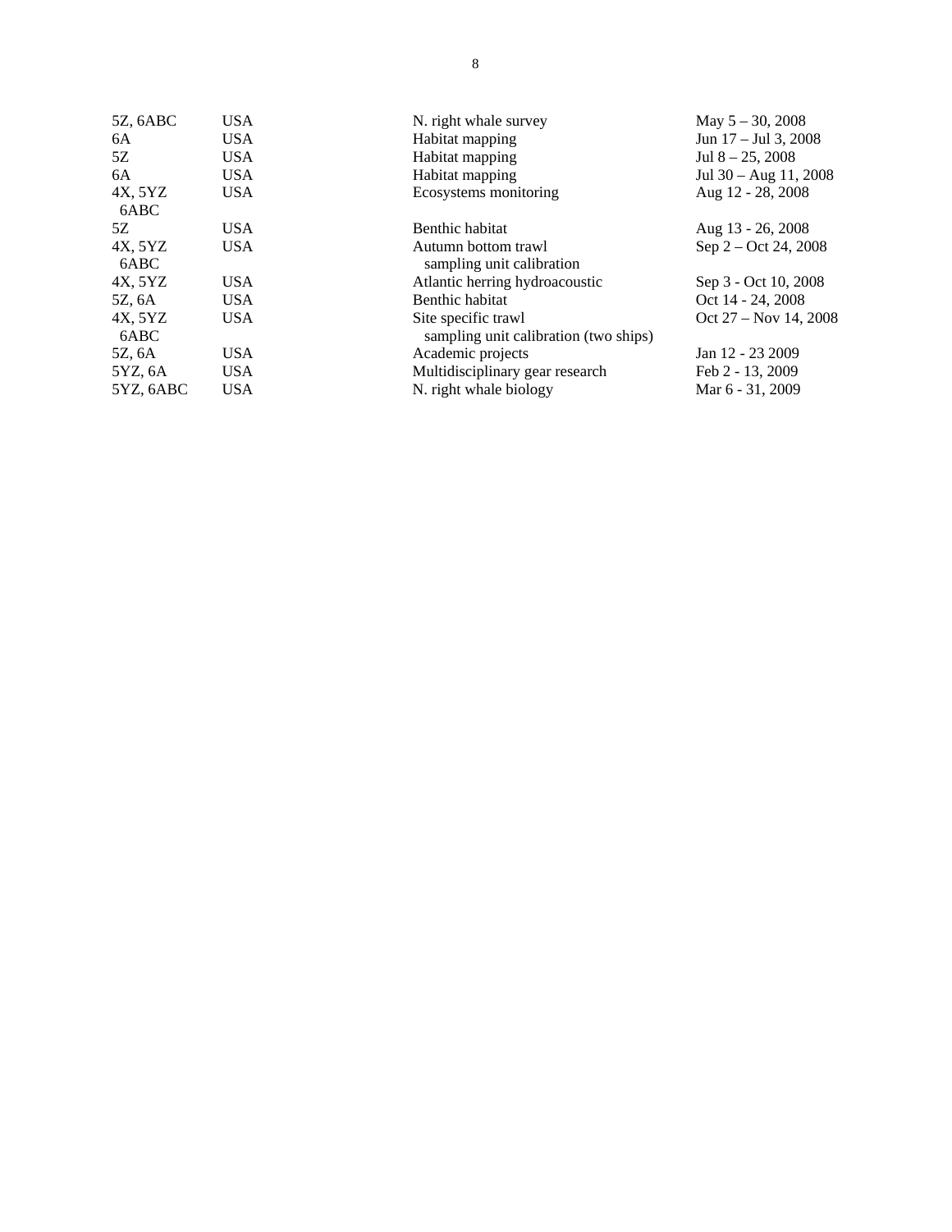| | | | |
|---|---|---|---|
| 5Z, 6ABC | USA | N. right whale survey | May 5 – 30, 2008 |
| 6A | USA | Habitat mapping | Jun 17 – Jul 3, 2008 |
| 5Z | USA | Habitat mapping | Jul 8 – 25, 2008 |
| 6A | USA | Habitat mapping | Jul 30 – Aug 11, 2008 |
| 4X, 5YZ 6ABC | USA | Ecosystems monitoring | Aug 12 - 28, 2008 |
| 5Z | USA | Benthic habitat | Aug 13 - 26, 2008 |
| 4X, 5YZ 6ABC | USA | Autumn bottom trawl sampling unit calibration | Sep 2 – Oct 24, 2008 |
| 4X, 5YZ | USA | Atlantic herring hydroacoustic | Sep 3 - Oct 10, 2008 |
| 5Z, 6A | USA | Benthic habitat | Oct 14 - 24, 2008 |
| 4X, 5YZ 6ABC | USA | Site specific trawl sampling unit calibration (two ships) | Oct 27 – Nov 14, 2008 |
| 5Z, 6A | USA | Academic projects | Jan 12 - 23 2009 |
| 5YZ, 6A | USA | Multidisciplinary gear research | Feb 2 - 13, 2009 |
| 5YZ, 6ABC | USA | N. right whale biology | Mar 6 - 31, 2009 |